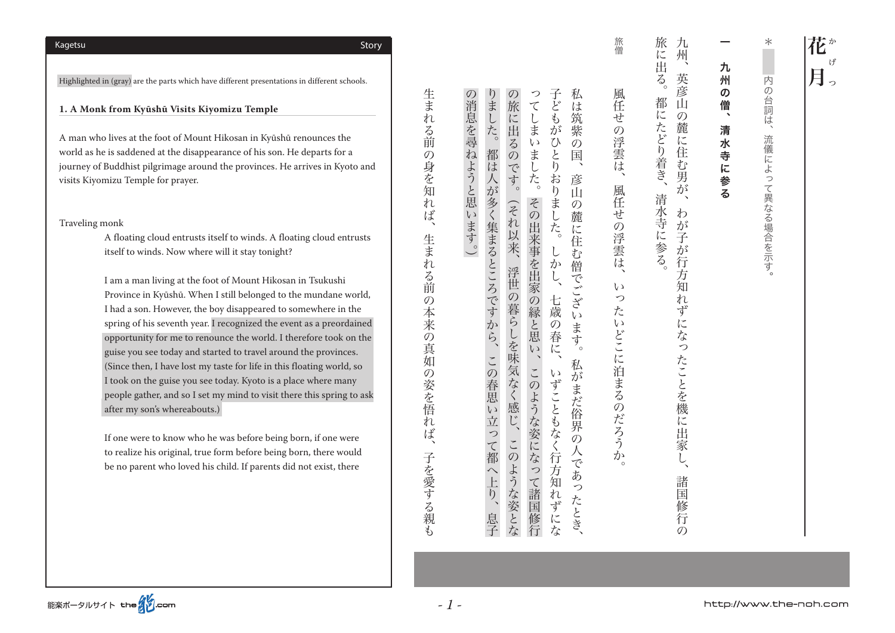Highlighted in (gray) are the parts which have different presentations in different schools.

## 1. A Monk from Kyūshū Visits Kiyomizu Temple

A man who lives at the foot of Mount Hikosan in Kyūshū renounces the world as he is saddened at the disappearance of his son. He departs for a journey of Buddhist pilgrimage around the provinces. He arrives in Kyoto and visits Kiyomizu Temple for prayer.

Traveling monk

A floating cloud entrusts itself to winds. A floating cloud entrusts itself to winds. Now where will it stay tonight?

I am a man living at the foot of Mount Hikosan in Tsukushi Province in Kyūshū. When I still belonged to the mundane world, I had a son. However, the boy disappeared to somewhere in the spring of his seventh year. I recognized the event as a preordained opportunity for me to renounce the world. I therefore took on the guise you see today and started to travel around the provinces. (Since then, I have lost my taste for life in this floating world, so I took on the guise you see today. Kyoto is a place where many people gather, and so I set my mind to visit there this spring to ask after my son's whereabouts.)

If one were to know who he was before being born, if one were to realize his original, true form before being born, there would be no parent who loved his child. If parents did not exist, there

# 花月（かげつ）

＊ 内の台詞は、流儀によって異なる場合を示す。

## 一 九州の僧、清水寺に参る

九州、英彦山の麓に住む男が、わが子が行方知れずになったことを機に出家し、諸国修行の旅に出る。都にたどり着き、清水寺に参る。

旅僧

風任せの浮雲は、風任せの浮雲は、いったいどこに泊まるのだろうか。

私は筑紫の国、彦山の麓に住む僧でございます。私がまだ俗界の人であったとき、子どもがひとりおりました。しかし、七歳の春に、いずこともなく行方知れずになってしまいました。その出来事を出家の縁と思い、このような姿になって諸国修行の旅に出るのです。（それ以来、浮世の暮らしを味気なく感じ、このような姿となりました。都は人が多く集まるところですから、この春思い立って都へ上り、息子の消息を尋ねようと思います。）

生まれる前の身を知れば、生まれる前の本来の真如の姿を悟れば、子を愛する親も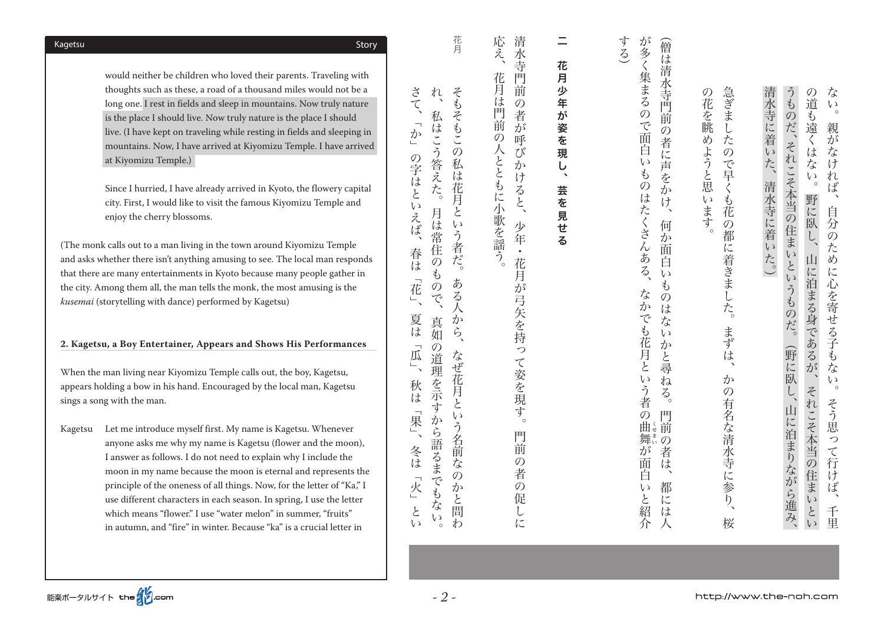would neither be children who loved their parents. Traveling with thoughts such as these, a road of a thousand miles would not be a long one. I rest in fields and sleep in mountains. Now truly nature is the place I should live. Now truly nature is the place I should live. (I have kept on traveling while resting in fields and sleeping in mountains. Now, I have arrived at Kiyomizu Temple. I have arrived at Kiyomizu Temple.)

Since I hurried, I have already arrived in Kyoto, the flowery capital city. First, I would like to visit the famous Kiyomizu Temple and enjoy the cherry blossoms.

(The monk calls out to a man living in the town around Kiyomizu Temple and asks whether there isn't anything amusing to see. The local man responds that there are many entertainments in Kyoto because many people gather in the city. Among them all, the man tells the monk, the most amusing is the *kusemai* (storytelling with dance) performed by Kagetsu)

## 2. Kagetsu, a Boy Entertainer, Appears and Shows His Performances

When the man living near Kiyomizu Temple calls out, the boy, Kagetsu, appears holding a bow in his hand. Encouraged by the local man, Kagetsu sings a song with the man.

Kagetsu　Let me introduce myself first. My name is Kagetsu. Whenever anyone asks me why my name is Kagetsu (flower and the moon), I answer as follows. I do not need to explain why I include the moon in my name because the moon is eternal and represents the principle of the oneness of all things. Now, for the letter of "Ka," I use different characters in each season. In spring, I use the letter which means "flower." I use "water melon" in summer, "fruits" in autumn, and "fire" in winter. Because "ka" is a crucial letter in

ない。親がなければ、自分のために心を寄せる子もない。そう思って行けば、千里の道も遠くはない。野に臥し、山に泊まる身であるが、それこそ本当の住まいというものだ、それこそ本当の住まいというものだ。（野に臥し、山に泊まりながら進み、清水寺に着いた、清水寺に着いた。）

急ぎましたので早くも花の都に着きました。まずは、かの有名な清水寺に参り、桜の花を眺めようと思います。

（僧は清水寺門前の者に声をかけ、何か面白いものはないかと尋ねる。門前の者は、都には人が多く集まるので面白いものはたくさんある、なかでも花月という者の曲舞（くせまい）が面白いと紹介する）

## 二　花月少年が姿を現し、芸を見せる

清水寺門前の者が呼びかけると、少年・花月が弓矢を持って姿を現す。門前の者の促しに応え、花月は門前の人とともに小歌を謡う。

花月　そもそもこの私は花月という者だ。ある人から、なぜ花月という名前なのかと問われ、私はこう答えた。月は常住のもので、真如の道理を示すから語るまでもない。さて、「か」の字はといえば、春は「花」、夏は「瓜」、秋は「果」、冬は「火」とい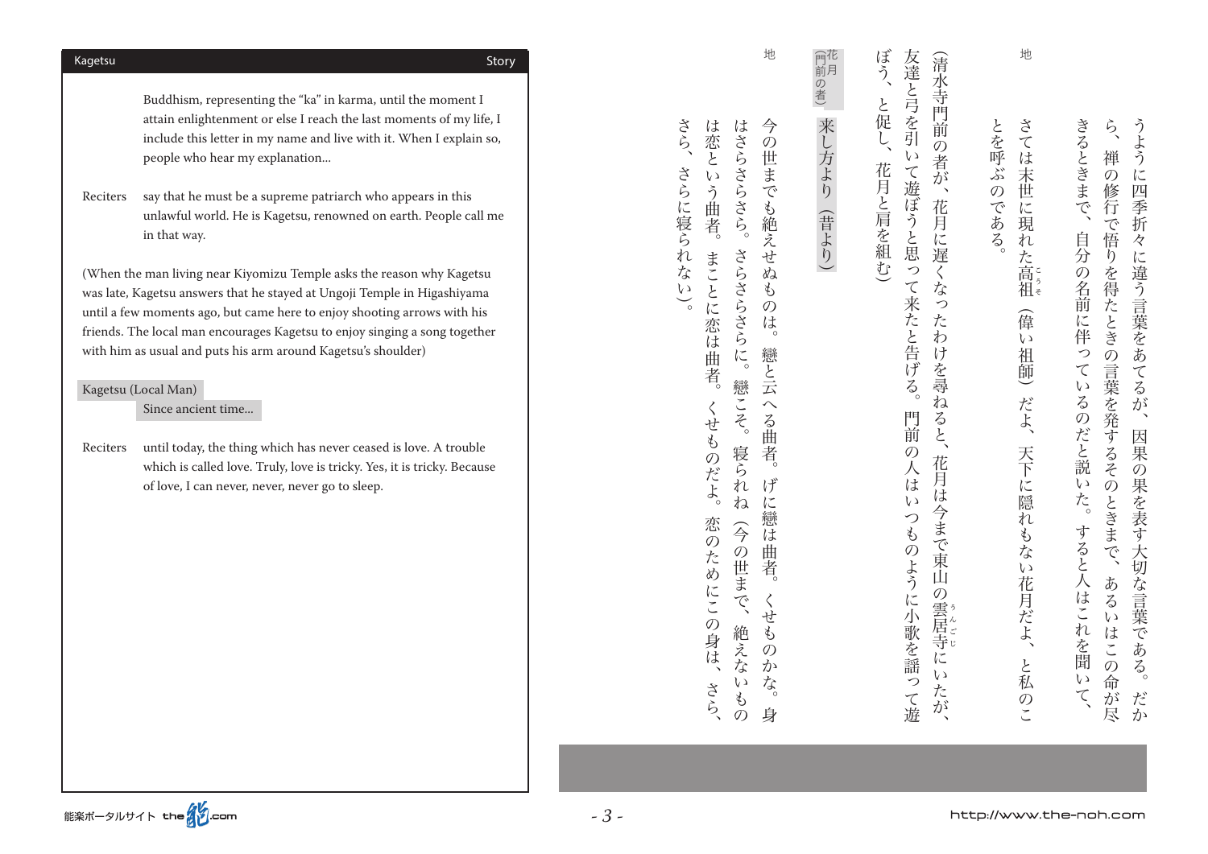Buddhism, representing the "ka" in karma, until the moment I attain enlightenment or else I reach the last moments of my life, I include this letter in my name and live with it. When I explain so, people who hear my explanation...

Reciters say that he must be a supreme patriarch who appears in this unlawful world. He is Kagetsu, renowned on earth. People call me in that way.

(When the man living near Kiyomizu Temple asks the reason why Kagetsu was late, Kagetsu answers that he stayed at Ungoji Temple in Higashiyama until a few moments ago, but came here to enjoy shooting arrows with his friends. The local man encourages Kagetsu to enjoy singing a song together with him as usual and puts his arm around Kagetsu's shoulder)

Kagetsu (Local Man)
Since ancient time...

Reciters until today, the thing which has never ceased is love. A trouble which is called love. Truly, love is tricky. Yes, it is tricky. Because of love, I can never, never, never go to sleep.

うように四季折々に違う言葉をあてるが、因果の果を表す大切な言葉である。だから、禅の修行で悟りを得たときの言葉を発するそのときまで、あるいはこの命が尽きるときまで、自分の名前に伴っているのだと説いた。すると人はこれを聞いて、

地　さては末世に現れた高祖（偉い祖師）だよ、天下に隠れもない花月だよ、と私のことを呼ぶのである。

（清水寺門前の者が、花月に遅くなったわけを尋ねると、花月は今まで東山の雲居寺にいたが、友達と弓を引いて遊ぼうと思って来たと告げる。門前の人はいつものように小歌を謡って遊ぼう、と促し、花月と肩を組む）

花月（門前の者）　来し方より（昔より）

地　今の世までも絶えせぬものは。戀と云へる曲者。げに戀は曲者。くせものかな。身はさらさらさら。さらさらさらに。戀こそ。寝られね（今の世まで、絶えないものは恋という曲者。まことに恋は曲者。くせものだよ。恋のためにこの身は、さら、さら、さらに寝られない）。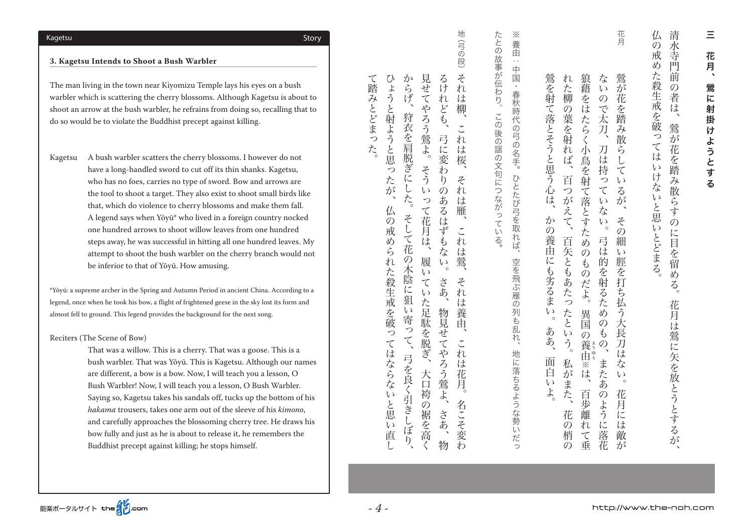## 3. Kagetsu Intends to Shoot a Bush Warbler

The man living in the town near Kiyomizu Temple lays his eyes on a bush warbler which is scattering the cherry blossoms. Although Kagetsu is about to shoot an arrow at the bush warbler, he refrains from doing so, recalling that to do so would be to violate the Buddhist precept against killing.

Kagetsu　A bush warbler scatters the cherry blossoms. I however do not have a long-handled sword to cut off its thin shanks. Kagetsu, who has no foes, carries no type of sword. Bow and arrows are the tool to shoot a target. They also exist to shoot small birds like that, which do violence to cherry blossoms and make them fall. A legend says when Yōyū* who lived in a foreign country nocked one hundred arrows to shoot willow leaves from one hundred steps away, he was successful in hitting all one hundred leaves. My attempt to shoot the bush warbler on the cherry branch would not be inferior to that of Yōyū. How amusing.

*Yōyū: a supreme archer in the Spring and Autumn Period in ancient China. According to a legend, once when he took his bow, a flight of frightened geese in the sky lost its form and almost fell to ground. This legend provides the background for the next song.

Reciters (The Scene of Bow)
That was a willow. This is a cherry. That was a goose. This is a bush warbler. That was Yōyū. This is Kagetsu. Although our names are different, a bow is a bow. Now, I will teach you a lesson, O Bush Warbler! Now, I will teach you a lesson, O Bush Warbler. Saying so, Kagetsu takes his sandals off, tucks up the bottom of his *hakama* trousers, takes one arm out of the sleeve of his *kimono*, and carefully approaches the blossoming cherry tree. He draws his bow fully and just as he is about to release it, he remembers the Buddhist precept against killing; he stops himself.

## 三　花月、鶯に射掛けようとする

清水寺門前の者は、鶯が花を踏み散らすのに目を留める。花月は鶯に矢を放とうとするが、仏の戒めた殺生戒を破ってはいけないと思いとどまる。

花月　鶯が花を踏み散らしているが、その細い脛を打ち払う大長刀はない。花月には敵がないので太刀、刀は持っていない。弓は的を射るためのもの、またあのように落花狼藉をはたらく小鳥を射て落とすためのものだよ。異国の養由（ようゆう）※は、百歩離れて垂れた柳の葉を射れば、百つがえて、百矢ともあたったという。私がまた、花の梢の鶯を射て落とそうと思う心は、かの養由にも劣るまい。ああ、面白いよ。

※養由：中国・春秋時代の弓の名手。ひとたび弓を取れば、空を飛ぶ雁の列も乱れ、地に落ちるような勢いだったとの故事が伝わり、この後の謡の文句につながっている。

地（弓の段）　それは柳、これは桜、それは雁、これは鶯、それは養由、これは花月。名こそ変わるけれども、弓に変わりのあるはずもない。さあ、物見せてやろう鶯よ、さあ、物見せてやろう鶯よ。そういって花月は、履いていた足駄を脱ぎ、大口袴の裾を高くからげ、狩衣を肩脱ぎにした。そして花の木陰に狙い寄って、弓を良く引きしぼり、ひょうと射ようと思ったが、仏の戒められた殺生戒を破ってはならないと思い直して踏みとどまった。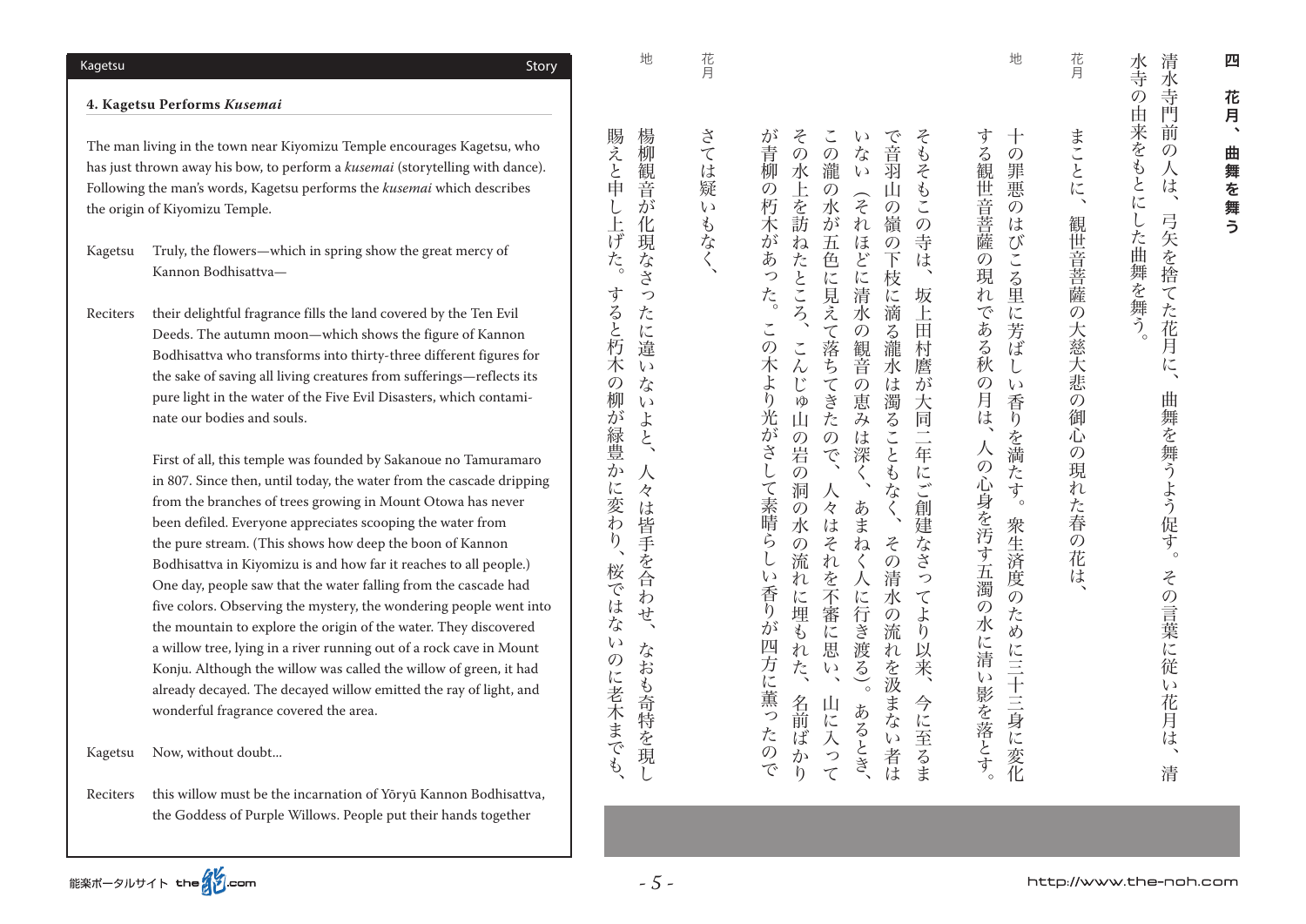## 4. Kagetsu Performs *Kusemai*

The man living in the town near Kiyomizu Temple encourages Kagetsu, who has just thrown away his bow, to perform a *kusemai* (storytelling with dance). Following the man's words, Kagetsu performs the *kusemai* which describes the origin of Kiyomizu Temple.

Kagetsu  Truly, the flowers—which in spring show the great mercy of Kannon Bodhisattva—

Reciters  their delightful fragrance fills the land covered by the Ten Evil Deeds. The autumn moon—which shows the figure of Kannon Bodhisattva who transforms into thirty-three different figures for the sake of saving all living creatures from sufferings—reflects its pure light in the water of the Five Evil Disasters, which contaminate our bodies and souls.

First of all, this temple was founded by Sakanoue no Tamuramaro in 807. Since then, until today, the water from the cascade dripping from the branches of trees growing in Mount Otowa has never been defiled. Everyone appreciates scooping the water from the pure stream. (This shows how deep the boon of Kannon Bodhisattva in Kiyomizu is and how far it reaches to all people.) One day, people saw that the water falling from the cascade had five colors. Observing the mystery, the wondering people went into the mountain to explore the origin of the water. They discovered a willow tree, lying in a river running out of a rock cave in Mount Konju. Although the willow was called the willow of green, it had already decayed. The decayed willow emitted the ray of light, and wonderful fragrance covered the area.

Kagetsu  Now, without doubt...

Reciters  this willow must be the incarnation of Yōryū Kannon Bodhisattva, the Goddess of Purple Willows. People put their hands together

## 四　花月、曲舞を舞う

清水寺門前の人は、弓矢を捨てた花月に、曲舞を舞うよう促す。その言葉に従い花月は、清水寺の由来をもとにした曲舞を舞う。

花月　まことに、観世音菩薩の大慈大悲の御心の現れた春の花は、

地　十の罪悪のはびこる里に芳ばしい香りを満たす。衆生済度のために三十三身に変化する観世音菩薩の現れである秋の月は、人の心身を汚す五濁の水に清い影を落とす。

そもそもこの寺は、坂上田村麿が大同二年にご創建なさってより以来、今に至るまで音羽山の嶺の下枝に滴る瀧水は濁ることもなく、その清水の流れを汲まない者はいない（それほどに清水の観音の恵みは深く、あまねく人に行き渡る）。あるとき、この瀧の水が五色に見えて落ちてきたので、人々はそれを不審に思い、山に入ってその水上を訪ねたところ、こんじゅ山の岩の洞の水の流れに埋もれた、名前ばかりが青柳の朽木があった。この木より光がさして素晴らしい香りが四方に薫ったので

花月　さては疑いもなく、

地　楊柳観音が化現なさったに違いないよと、人々は皆手を合わせ、なおも奇特を現し賜えと申し上げた。すると朽木の柳が緑豊かに変わり、桜ではないのに老木までも、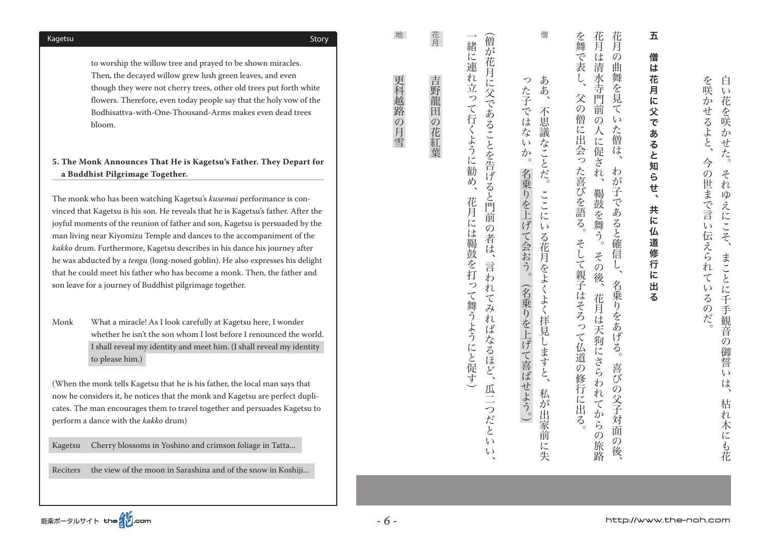to worship the willow tree and prayed to be shown miracles. Then, the decayed willow grew lush green leaves, and even though they were not cherry trees, other old trees put forth white flowers. Therefore, even today people say that the holy vow of the Bodhisattva-with-One-Thousand-Arms makes even dead trees bloom.

**5. The Monk Announces That He is Kagetsu's Father. They Depart for a Buddhist Pilgrimage Together.**

The monk who has been watching Kagetsu's *kusemai* performance is convinced that Kagetsu is his son. He reveals that he is Kagetsu's father. After the joyful moments of the reunion of father and son, Kagetsu is persuaded by the man living near Kiyomizu Temple and dances to the accompaniment of the *kakko* drum. Furthermore, Kagetsu describes in his dance his journey after he was abducted by a *tengu* (long-nosed goblin). He also expresses his delight that he could meet his father who has become a monk. Then, the father and son leave for a journey of Buddhist pilgrimage together.

Monk　What a miracle! As I look carefully at Kagetsu here, I wonder whether he isn't the son whom I lost before I renounced the world. I shall reveal my identity and meet him. (I shall reveal my identity to please him.)

(When the monk tells Kagetsu that he is his father, the local man says that now he considers it, he notices that the monk and Kagetsu are perfect duplicates. The man encourages them to travel together and persuades Kagetsu to perform a dance with the *kakko* drum)

Kagetsu　Cherry blossoms in Yoshino and crimson foliage in Tatta...

Reciters　the view of the moon in Sarashina and of the snow in Koshiji...

白い花を咲かせた。それゆえにこそ、まことに千手観音の御誓いは、枯れ木にも花を咲かせるよと、今の世まで言い伝えられているのだ。

**五　僧は花月に父であると知らせ、共に仏道修行に出る**

花月の曲舞を見ていた僧は、わが子であると確信し、名乗りをあげる。喜びの父子対面の後、花月は清水寺門前の人に促され、鞨鼓を舞う。その後、花月は天狗にさらわれてからの旅路を舞で表し、父の僧に出会った喜びを語る。そして親子はそろって仏道の修行に出る。

僧　ああ、不思議なことだ。ここにいる花月をよくよく拝見しますと、私が出家前に失った子ではないか。名乗りを上げて会おう。（名乗りを上げて喜ばせよう。）

（僧が花月に父であることを告げると門前の者は、言われてみればなるほど、瓜二つだといい、一緒に連れ立って行くように勧め、花月には鞨鼓を打って舞うようにと促す）

花月　吉野龍田の花紅葉

地　更科越路の月雪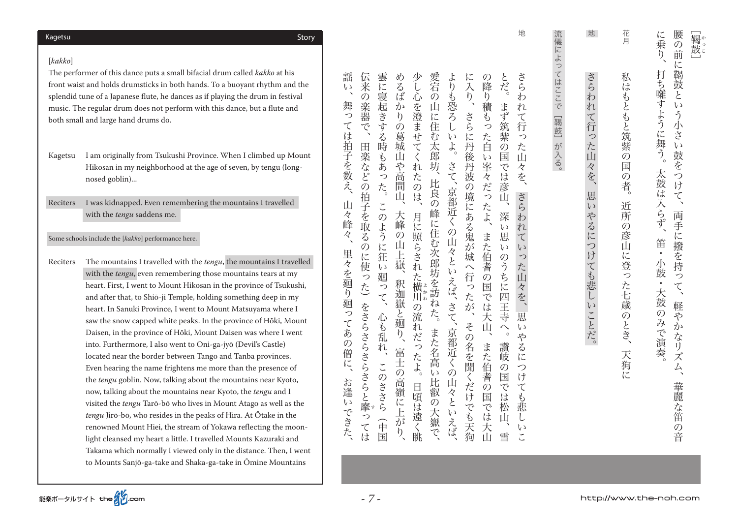## Story

[*kakko*]

The performer of this dance puts a small bifacial drum called *kakko* at his front waist and holds drumsticks in both hands. To a buoyant rhythm and the splendid tune of a Japanese flute, he dances as if playing the drum in festival music. The regular drum does not perform with this dance, but a flute and both small and large hand drums do.

Kagetsu　I am originally from Tsukushi Province. When I climbed up Mount Hikosan in my neighborhood at the age of seven, by tengu (long-nosed goblin)...

Reciters　I was kidnapped. Even remembering the mountains I travelled with the *tengu* saddens me.

Some schools include the [*kakko*] performance here.

Reciters　The mountains I travelled with the *tengu*, the mountains I travelled with the *tengu*, even remembering those mountains tears at my heart. First, I went to Mount Hikosan in the province of Tsukushi, and after that, to Shiō-ji Temple, holding something deep in my heart. In Sanuki Province, I went to Mount Matsuyama where I saw the snow capped white peaks. In the province of Hōki, Mount Daisen, in the province of Hōki, Mount Daisen was where I went into. Furthermore, I also went to Oni-ga-jyō (Devil's Castle) located near the border between Tango and Tanba provinces. Even hearing the name frightens me more than the presence of the *tengu* goblin. Now, talking about the mountains near Kyoto, now, talking about the mountains near Kyoto, the *tengu* and I visited the *tengu* Tarō-bō who lives in Mount Atago as well as the *tengu* Jirō-bō, who resides in the peaks of Hira. At Ōtake in the renowned Mount Hiei, the stream of Yokawa reflecting the moonlight cleansed my heart a little. I travelled Mounts Kazuraki and Takama which normally I viewed only in the distance. Then, I went to Mounts Sanjō-ga-take and Shaka-ga-take in Ōmine Mountains

［羯鼓(かっこ)］

腰の前に羯鼓という小さい鼓をつけて、両手に撥を持って、軽やかなリズム、華麗な笛の音に乗り、打ち囃すように舞う。太鼓は入らず、笛・小鼓・大鼓のみで演奏。

花月　私はもともと筑紫の国の者。近所の彦山に登った七歳のとき、天狗に

地　さらわれて行った山々を、思いやるにつけても悲しいことだ。

流儀によってはここで［羯鼓］が入る。

地　さらわれて行った山々を、さらわれていった山々を、思いやるにつけても悲しいことだ。まず筑紫の国では彦山、深い思いのうちに四王寺へ。讃岐の国では松山、雪の降り積もった白い峯々だったよ、また伯耆の国では大山、また伯耆の国では大山に入り、さらに丹後丹波の境にある鬼が城へ行ったが、その名を聞くだけでも天狗よりも恐ろしいよ。さて、京都近くの山々といえば、さて、京都近くの山々といえば、愛宕の山に住む太郎坊、比良の峰に住む次郎坊を訪ねた。また名高い比叡の大嶽で、少し心を澄ませてくれたのは、月に照らされた横川(よかわ)の流れだったよ。日頃は遠く眺めるばかりの葛城山や高間山、大峰の山上嶽、釈迦嶽と廻り、富士の高嶺に上がり、雲に寝起きする時もあった。このように狂い廻って、心も乱れ、このささら（中国伝来の楽器で、田楽などの拍子を取るのに使った）をさらさらさらさらと摩(す)っては謡い、舞っては拍子を数え、山々峰々、里々を廻り廻ってあの僧に、お逢いできた、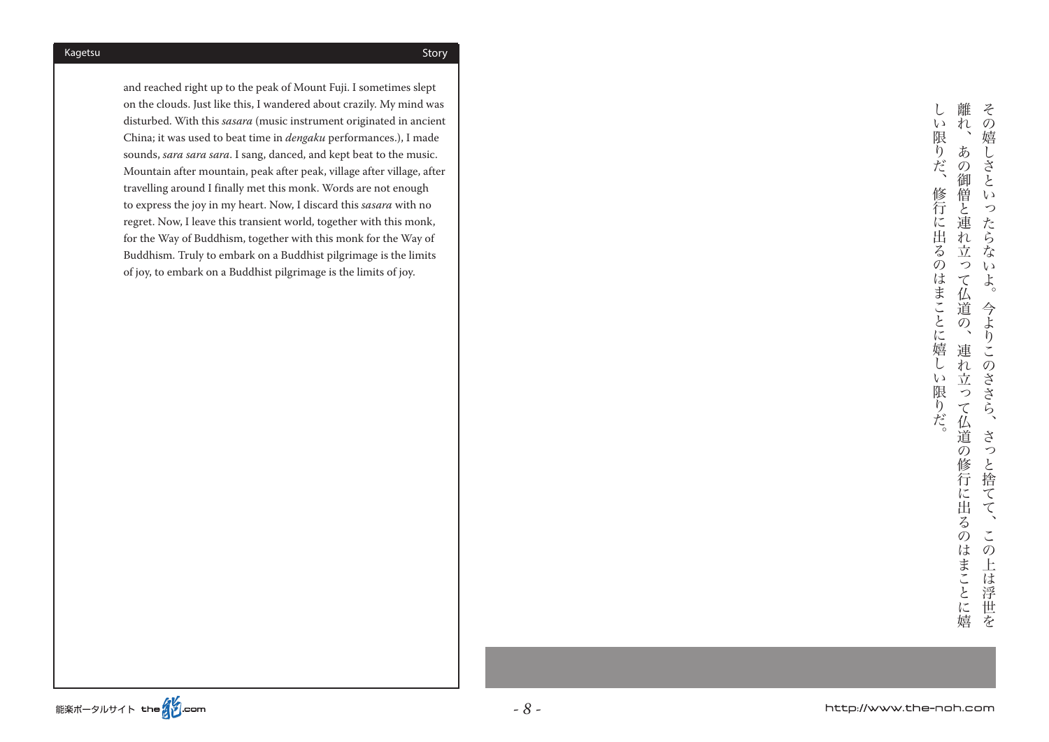and reached right up to the peak of Mount Fuji. I sometimes slept on the clouds. Just like this, I wandered about crazily. My mind was disturbed. With this *sasara* (music instrument originated in ancient China; it was used to beat time in *dengaku* performances.), I made sounds, *sara sara sara*. I sang, danced, and kept beat to the music. Mountain after mountain, peak after peak, village after village, after travelling around I finally met this monk. Words are not enough to express the joy in my heart. Now, I discard this *sasara* with no regret. Now, I leave this transient world, together with this monk, for the Way of Buddhism, together with this monk for the Way of Buddhism. Truly to embark on a Buddhist pilgrimage is the limits of joy, to embark on a Buddhist pilgrimage is the limits of joy.

その嬉しさといったらないよ。今よりこのささら、さっと捨てて、この上は浮世を離れ、あの御僧と連れ立って仏道の、連れ立って仏道の修行に出るのはまことに嬉しい限りだ、修行に出るのはまことに嬉しい限りだ。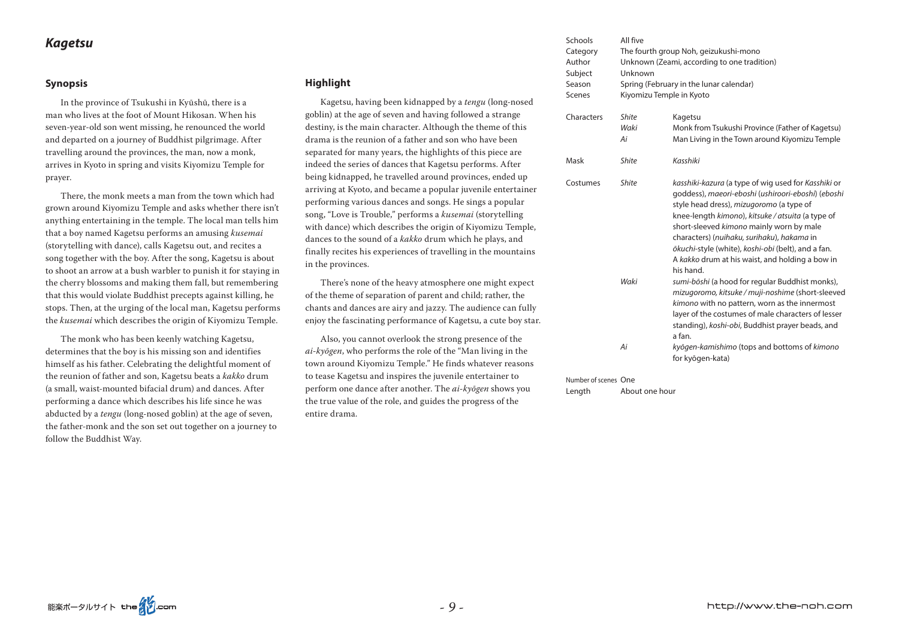## *Kagetsu*

### Synopsis

In the province of Tsukushi in Kyūshū, there is a man who lives at the foot of Mount Hikosan. When his seven-year-old son went missing, he renounced the world and departed on a journey of Buddhist pilgrimage. After travelling around the provinces, the man, now a monk, arrives in Kyoto in spring and visits Kiyomizu Temple for prayer.

There, the monk meets a man from the town which had grown around Kiyomizu Temple and asks whether there isn't anything entertaining in the temple. The local man tells him that a boy named Kagetsu performs an amusing *kusemai* (storytelling with dance), calls Kagetsu out, and recites a song together with the boy. After the song, Kagetsu is about to shoot an arrow at a bush warbler to punish it for staying in the cherry blossoms and making them fall, but remembering that this would violate Buddhist precepts against killing, he stops. Then, at the urging of the local man, Kagetsu performs the *kusemai* which describes the origin of Kiyomizu Temple.

The monk who has been keenly watching Kagetsu, determines that the boy is his missing son and identifies himself as his father. Celebrating the delightful moment of the reunion of father and son, Kagetsu beats a *kakko* drum (a small, waist-mounted bifacial drum) and dances. After performing a dance which describes his life since he was abducted by a *tengu* (long-nosed goblin) at the age of seven, the father-monk and the son set out together on a journey to follow the Buddhist Way.

### Highlight

Kagetsu, having been kidnapped by a *tengu* (long-nosed goblin) at the age of seven and having followed a strange destiny, is the main character. Although the theme of this drama is the reunion of a father and son who have been separated for many years, the highlights of this piece are indeed the series of dances that Kagetsu performs. After being kidnapped, he travelled around provinces, ended up arriving at Kyoto, and became a popular juvenile entertainer performing various dances and songs. He sings a popular song, "Love is Trouble," performs a *kusemai* (storytelling with dance) which describes the origin of Kiyomizu Temple, dances to the sound of a *kakko* drum which he plays, and finally recites his experiences of travelling in the mountains in the provinces.

There's none of the heavy atmosphere one might expect of the theme of separation of parent and child; rather, the chants and dances are airy and jazzy. The audience can fully enjoy the fascinating performance of Kagetsu, a cute boy star.

Also, you cannot overlook the strong presence of the *ai-kyōgen*, who performs the role of the "Man living in the town around Kiyomizu Temple." He finds whatever reasons to tease Kagetsu and inspires the juvenile entertainer to perform one dance after another. The *ai-kyōgen* shows you the true value of the role, and guides the progress of the entire drama.

| | | |
|---|---|---|
| Schools | All five | |
| Category | The fourth group Noh, geizukushi-mono | |
| Author | Unknown (Zeami, according to one tradition) | |
| Subject | Unknown | |
| Season | Spring (February in the lunar calendar) | |
| Scenes | Kiyomizu Temple in Kyoto | |
| Characters | *Shite* | Kagetsu |
| | *Waki* | Monk from Tsukushi Province (Father of Kagetsu) |
| | *Ai* | Man Living in the Town around Kiyomizu Temple |
| Mask | *Shite* | *Kasshiki* |
| Costumes | *Shite* | *kasshiki-kazura* (a type of wig used for *Kasshiki* or goddess), *maeori-eboshi* (*ushiroori-eboshi*) (*eboshi* style head dress), *mizugoromo* (a type of knee-length *kimono*), *kitsuke / atsuita* (a type of short-sleeved *kimono* mainly worn by male characters) (*nuihaku, surihaku*), *hakama* in *ōkuchi*-style (white), *koshi-obi* (belt), and a fan. A *kakko* drum at his waist, and holding a bow in his hand. |
| | *Waki* | *sumi-bōshi* (a hood for regular Buddhist monks), *mizugoromo, kitsuke / muji-noshime* (short-sleeved *kimono* with no pattern, worn as the innermost layer of the costumes of male characters of lesser standing), *koshi-obi*, Buddhist prayer beads, and a fan. |
| | *Ai* | *kyōgen-kamishimo* (tops and bottoms of *kimono* for kyōgen-kata) |
| Number of scenes | One | |
| Length | About one hour | |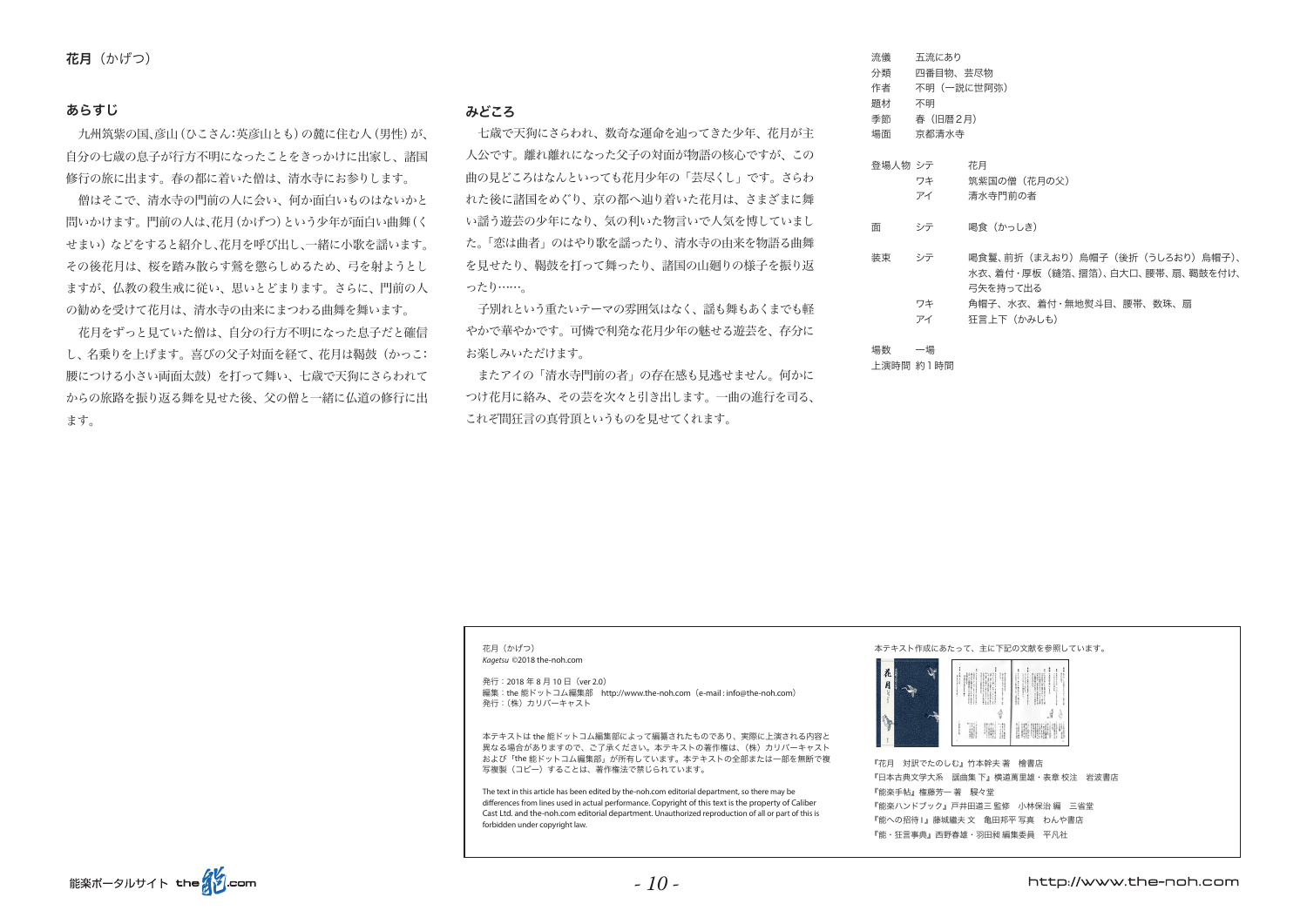# 花月（かげつ）

## あらすじ

九州筑紫の国、彦山（ひこさん：英彦山とも）の麓に住む人（男性）が、自分の七歳の息子が行方不明になったことをきっかけに出家し、諸国修行の旅に出ます。春の都に着いた僧は、清水寺にお参りします。

僧はそこで、清水寺の門前の人に会い、何か面白いものはないかと問いかけます。門前の人は、花月（かげつ）という少年が面白い曲舞（くせまい）などをすると紹介し、花月を呼び出し、一緒に小歌を謡います。その後花月は、桜を踏み散らす鶯を懲らしめるため、弓を射ようとしますが、仏教の殺生戒に従い、思いとどまります。さらに、門前の人の勧めを受けて花月は、清水寺の由来にまつわる曲舞を舞います。

花月をずっと見ていた僧は、自分の行方不明になった息子だと確信し、名乗りを上げます。喜びの父子対面を経て、花月は羯鼓（かっこ：腰につける小さい両面太鼓）を打って舞い、七歳で天狗にさらわれてからの旅路を振り返る舞を見せた後、父の僧と一緒に仏道の修行に出ます。

## みどころ

七歳で天狗にさらわれ、数奇な運命を辿ってきた少年、花月が主人公です。離れ離れになった父子の対面が物語の核心ですが、この曲の見どころはなんといっても花月少年の「芸尽くし」です。さらわれた後に諸国をめぐり、京の都へ辿り着いた花月は、さまざまに舞い謡う遊芸の少年になり、気の利いた物言いで人気を博していました。「恋は曲者」のはやり歌を謡ったり、清水寺の由来を物語る曲舞を見せたり、羯鼓を打って舞ったり、諸国の山廻りの様子を振り返ったり……。

子別れという重たいテーマの雰囲気はなく、謡も舞もあくまでも軽やかで華やかです。可憐で利発な花月少年の魅せる遊芸を、存分にお楽しみいただけます。

またアイの「清水寺門前の者」の存在感も見逃せません。何かにつけ花月に絡み、その芸を次々と引き出します。一曲の進行を司る、これぞ間狂言の真骨頂というものを見せてくれます。

| | | |
|---|---|---|
| 流儀 | 五流にあり | |
| 分類 | 四番目物、芸尽物 | |
| 作者 | 不明（一説に世阿弥） | |
| 題材 | 不明 | |
| 季節 | 春（旧暦2月） | |
| 場面 | 京都清水寺 | |
| 登場人物 | シテ | 花月 |
| | ワキ | 筑紫国の僧（花月の父） |
| | アイ | 清水寺門前の者 |
| 面 | シテ | 喝食（かっしき） |
| 装束 | シテ | 喝食鬘、前折（まえおり）烏帽子（後折（うしろおり）烏帽子）、水衣、着付・厚板（縫箔、摺箔）、白大口、腰帯、扇、羯鼓を付け、弓矢を持って出る |
| | ワキ | 角帽子、水衣、着付・無地熨斗目、腰帯、数珠、扇 |
| | アイ | 狂言上下（かみしも） |
| 場数 | 一場 | |
| 上演時間 | 約1時間 | |

花月（かげつ）
*Kagetsu* ©2018 the-noh.com

発行：2018 年 8 月 10 日（ver 2.0）
編集：the 能ドットコム編集部　http://www.the-noh.com（e-mail : info@the-noh.com）
発行：（株）カリバーキャスト

本テキストは the 能ドットコム編集部によって編纂されたものであり、実際に上演される内容と異なる場合がありますので、ご了承ください。本テキストの著作権は、（株）カリバーキャストおよび「the 能ドットコム編集部」が所有しています。本テキストの全部または一部を無断で複写複製（コピー）することは、著作権法で禁じられています。

The text in this article has been edited by the-noh.com editorial department, so there may be differences from lines used in actual performance. Copyright of this text is the property of Caliber Cast Ltd. and the-noh.com editorial department. Unauthorized reproduction of all or part of this is forbidden under copyright law.

本テキスト作成にあたって、主に下記の文献を参照しています。

『花月　対訳でたのしむ』竹本幹夫 著　檜書店
『日本古典文学大系　謡曲集 下』横道萬里雄・表章 校注　岩波書店
『能楽手帖』権藤芳一 著　駸々堂
『能楽ハンドブック』戸井田道三 監修　小林保治 編　三省堂
『能への招待 I』藤城繼夫 文　亀田邦平 写真　わんや書店
『能・狂言事典』西野春雄・羽田昶 編集委員　平凡社